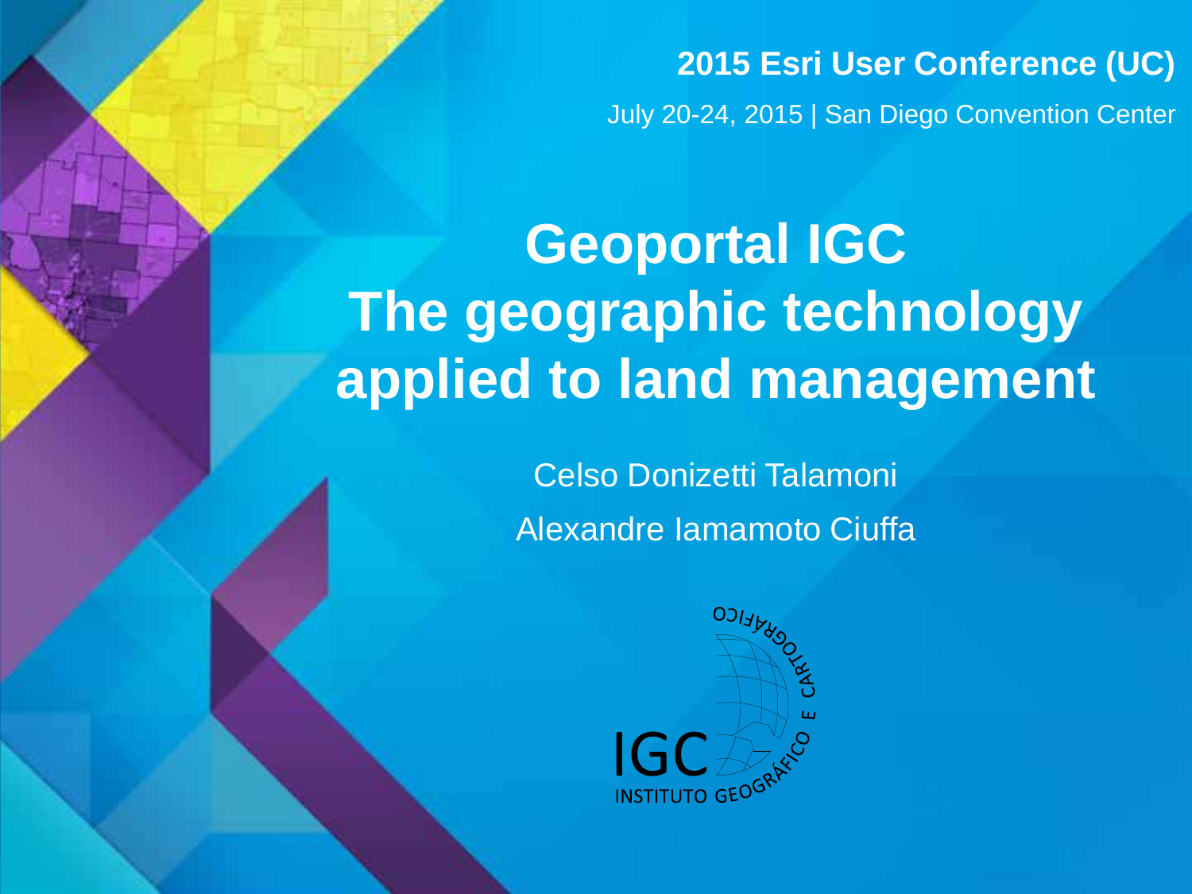2015 Esri User Conference (UC)

July 20-24, 2015 | San Diego Convention Center

# Geoportal IGC
# The geographic technology applied to land management

Celso Donizetti Talamoni

Alexandre Iamamoto Ciuffa

IGC INSTITUTO GEOGRÁFICO E CARTOGRÁFICO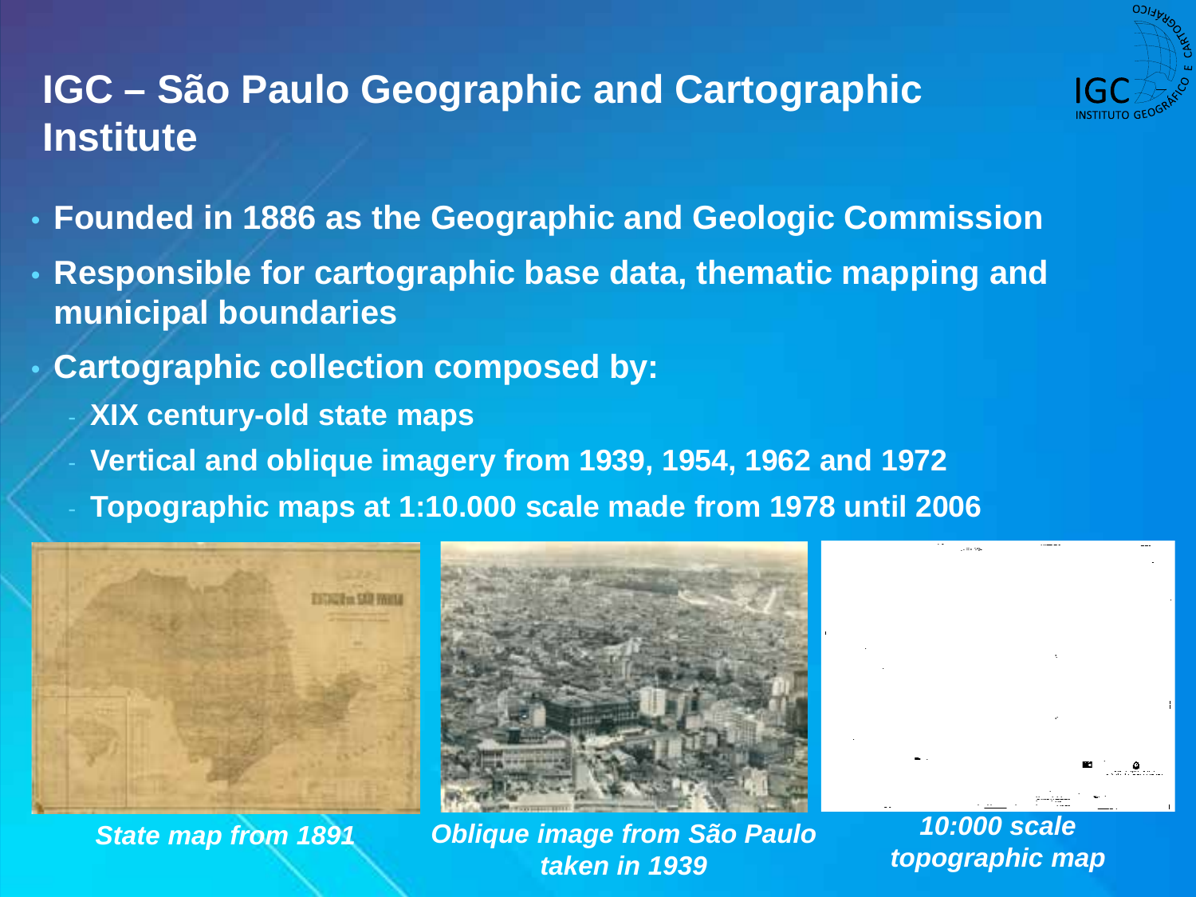# IGC – São Paulo Geographic and Cartographic Institute

- **Founded in 1886 as the Geographic and Geologic Commission**
- **Responsible for cartographic base data, thematic mapping and municipal boundaries**
- **Cartographic collection composed by:**
  - **XIX century-old state maps**
  - **Vertical and oblique imagery from 1939, 1954, 1962 and 1972**
  - **Topographic maps at 1:10.000 scale made from 1978 until 2006**

*State map from 1891*

*Oblique image from São Paulo taken in 1939*

*10:000 scale topographic map*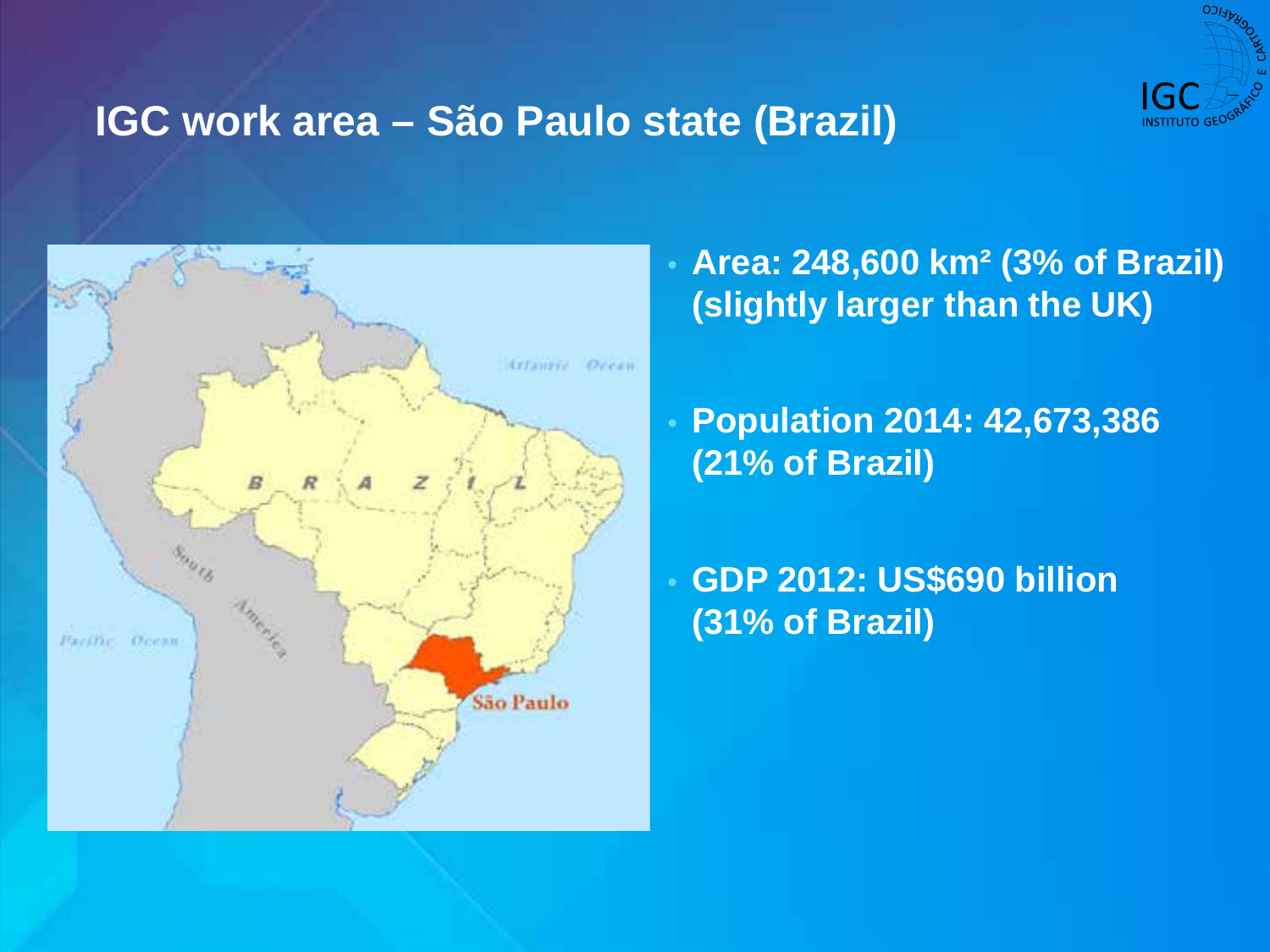# IGC work area – São Paulo state (Brazil)

- **Area: 248,600 km² (3% of Brazil) (slightly larger than the UK)**
- **Population 2014: 42,673,386 (21% of Brazil)**
- **GDP 2012: US$690 billion (31% of Brazil)**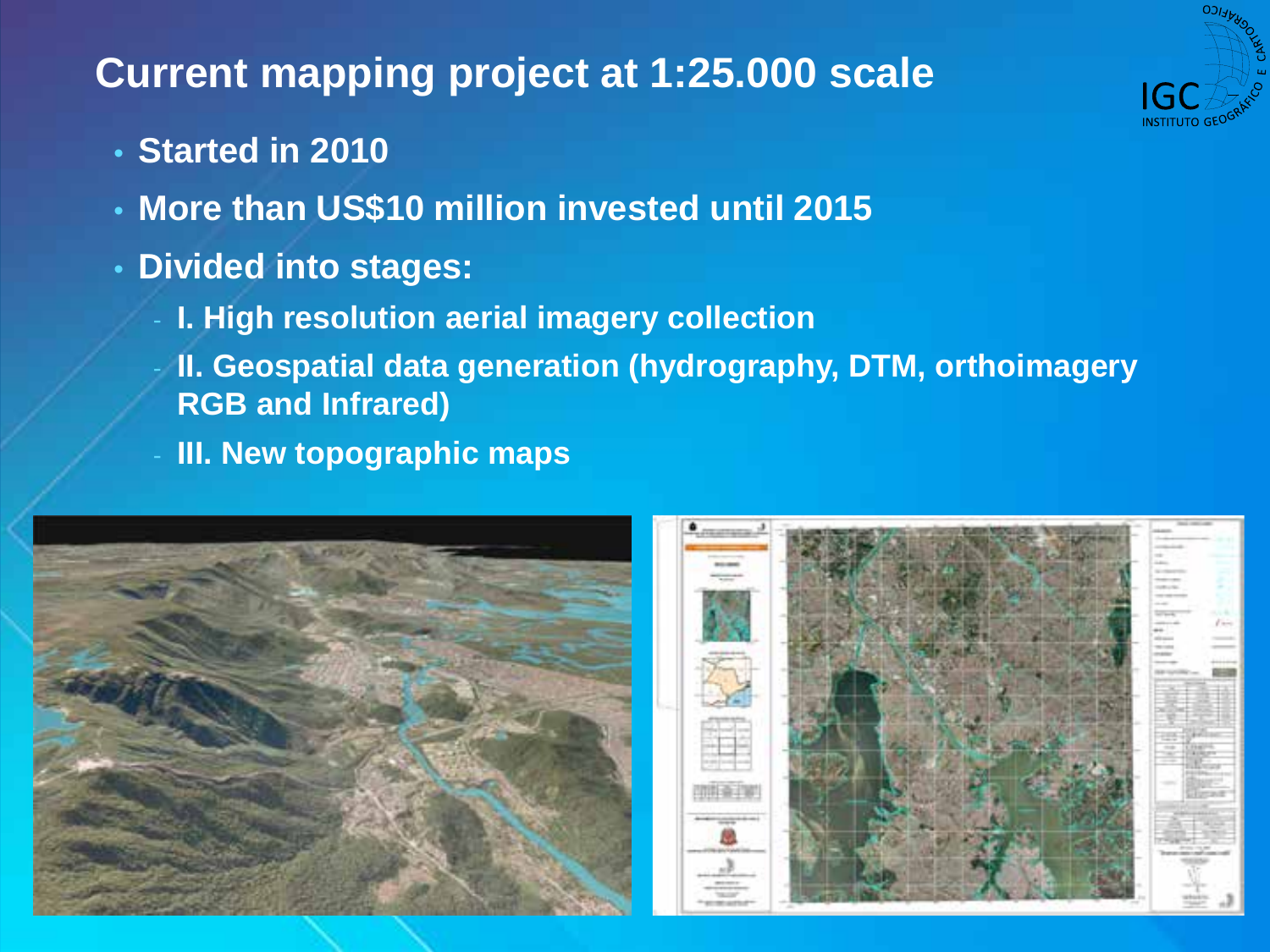# Current mapping project at 1:25.000 scale

- **Started in 2010**
- **More than US$10 million invested until 2015**
- **Divided into stages:**
  - **I. High resolution aerial imagery collection**
  - **II. Geospatial data generation (hydrography, DTM, orthoimagery RGB and Infrared)**
  - **III. New topographic maps**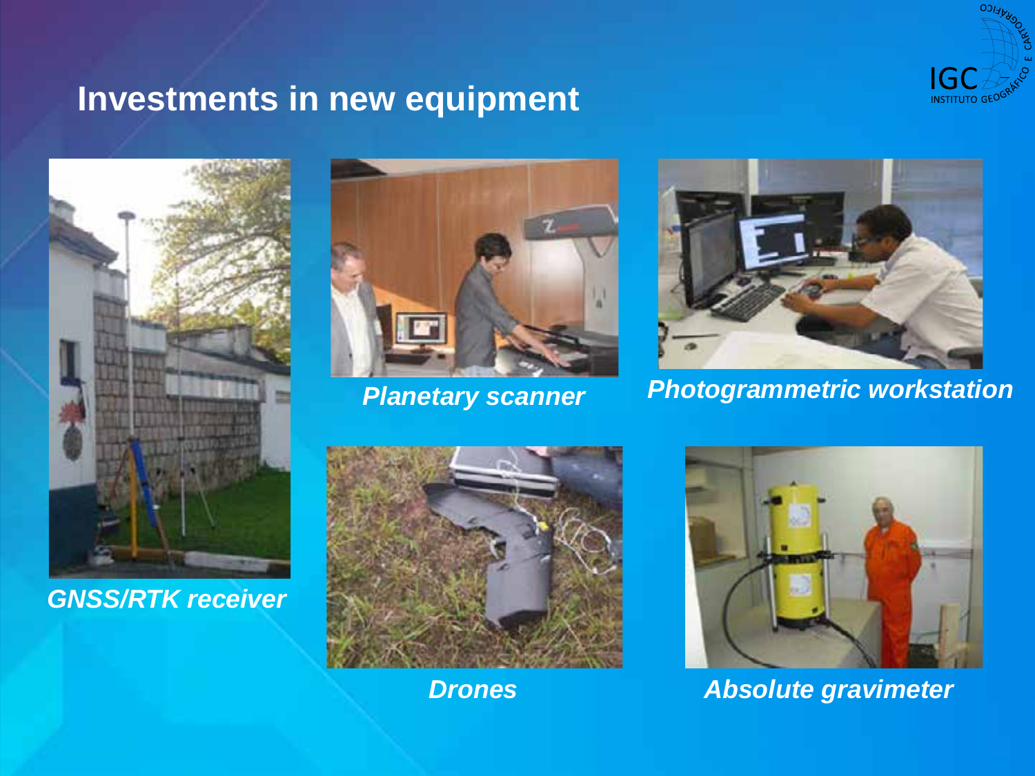# Investments in new equipment

*GNSS/RTK receiver*

*Planetary scanner*

*Photogrammetric workstation*

*Drones*

*Absolute gravimeter*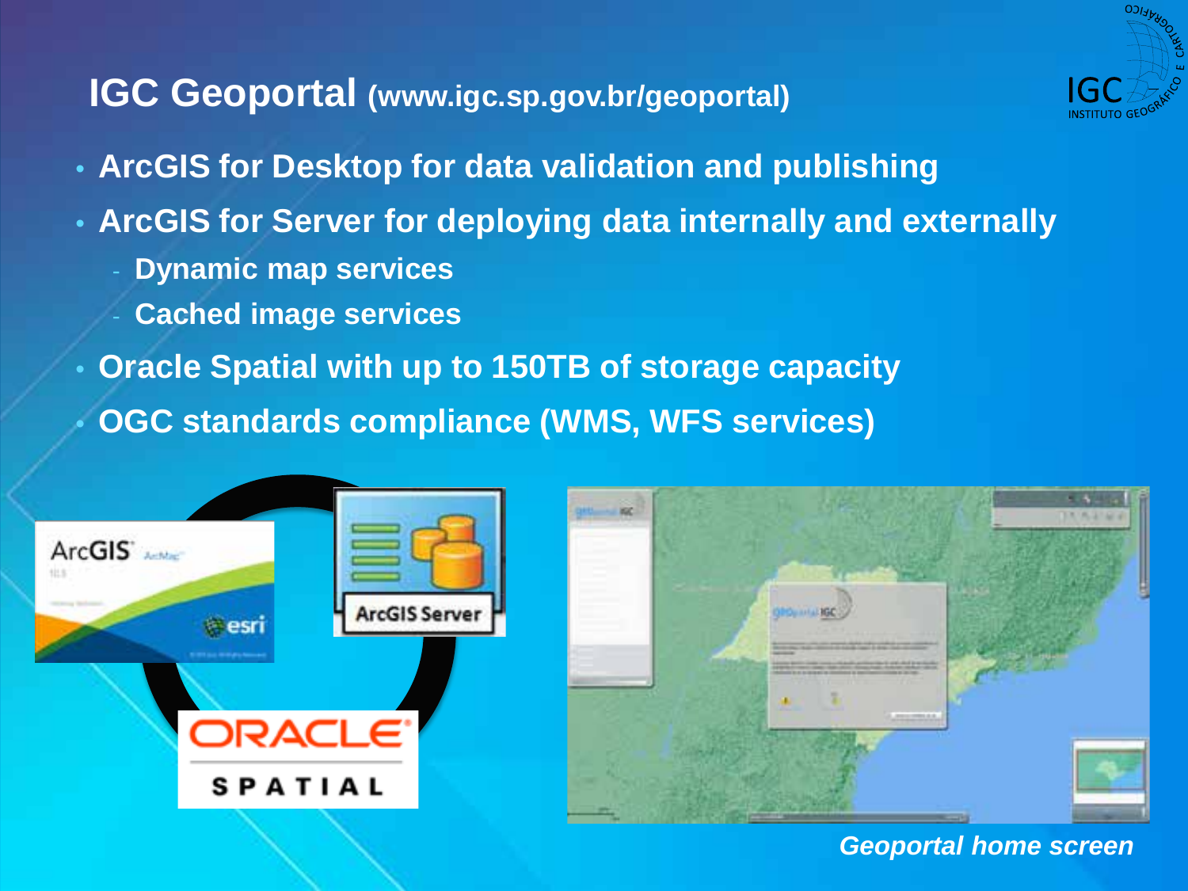# IGC Geoportal (www.igc.sp.gov.br/geoportal)

- **ArcGIS for Desktop for data validation and publishing**
- **ArcGIS for Server for deploying data internally and externally**
  - **Dynamic map services**
  - **Cached image services**
- **Oracle Spatial with up to 150TB of storage capacity**
- **OGC standards compliance (WMS, WFS services)**

*Geoportal home screen*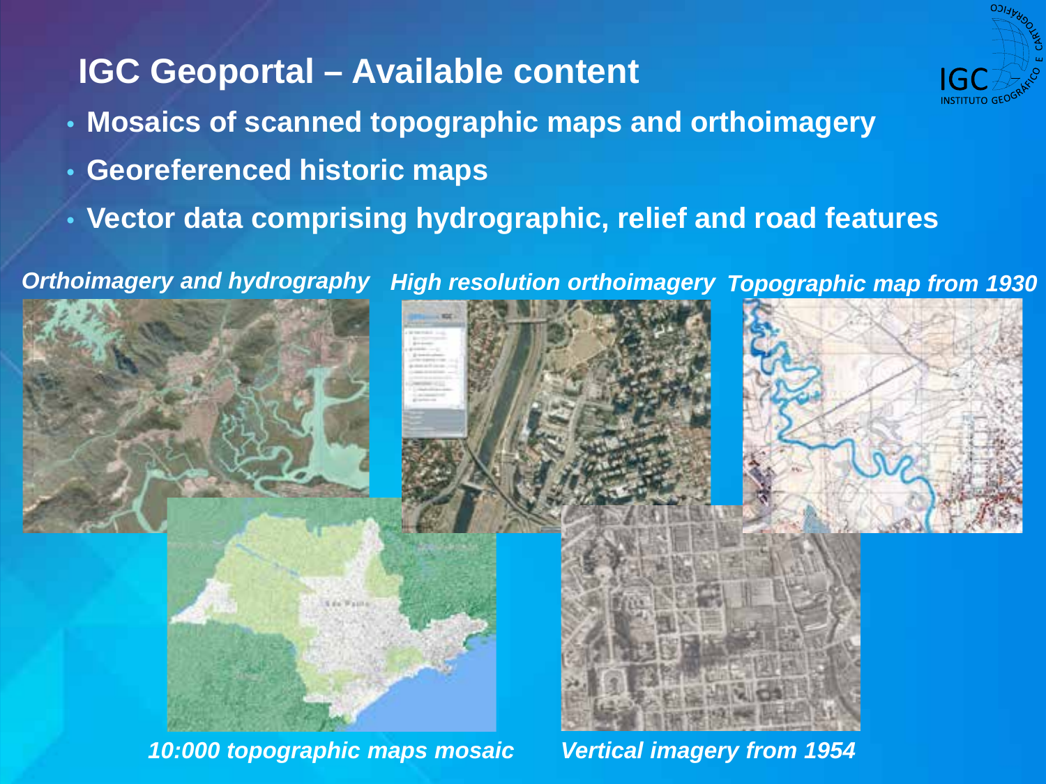# IGC Geoportal – Available content

- **Mosaics of scanned topographic maps and orthoimagery**
- **Georeferenced historic maps**
- **Vector data comprising hydrographic, relief and road features**

*Orthoimagery and hydrography*

*High resolution orthoimagery*

*Topographic map from 1930*

*10:000 topographic maps mosaic*

*Vertical imagery from 1954*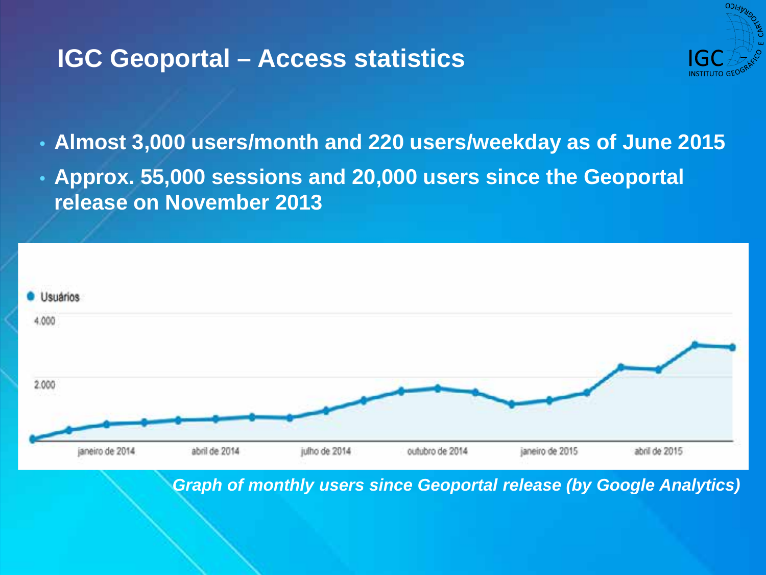# IGC Geoportal – Access statistics

- **Almost 3,000 users/month and 220 users/weekday as of June 2015**
- **Approx. 55,000 sessions and 20,000 users since the Geoportal release on November 2013**

***Graph of monthly users since Geoportal release (by Google Analytics)***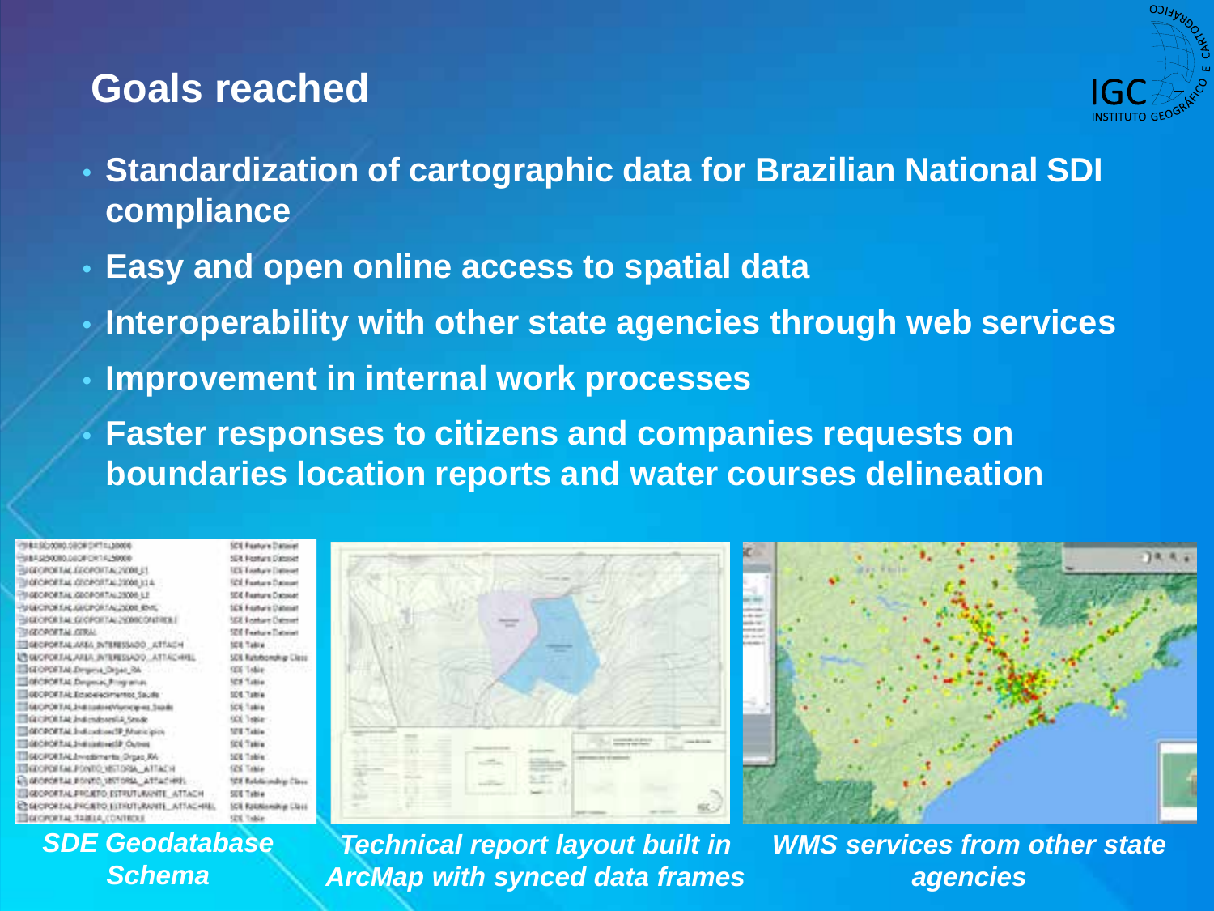## Goals reached

- Standardization of cartographic data for Brazilian National SDI compliance
- Easy and open online access to spatial data
- Interoperability with other state agencies through web services
- Improvement in internal work processes
- Faster responses to citizens and companies requests on boundaries location reports and water courses delineation

*SDE Geodatabase Schema*

*Technical report layout built in ArcMap with synced data frames*

*WMS services from other state agencies*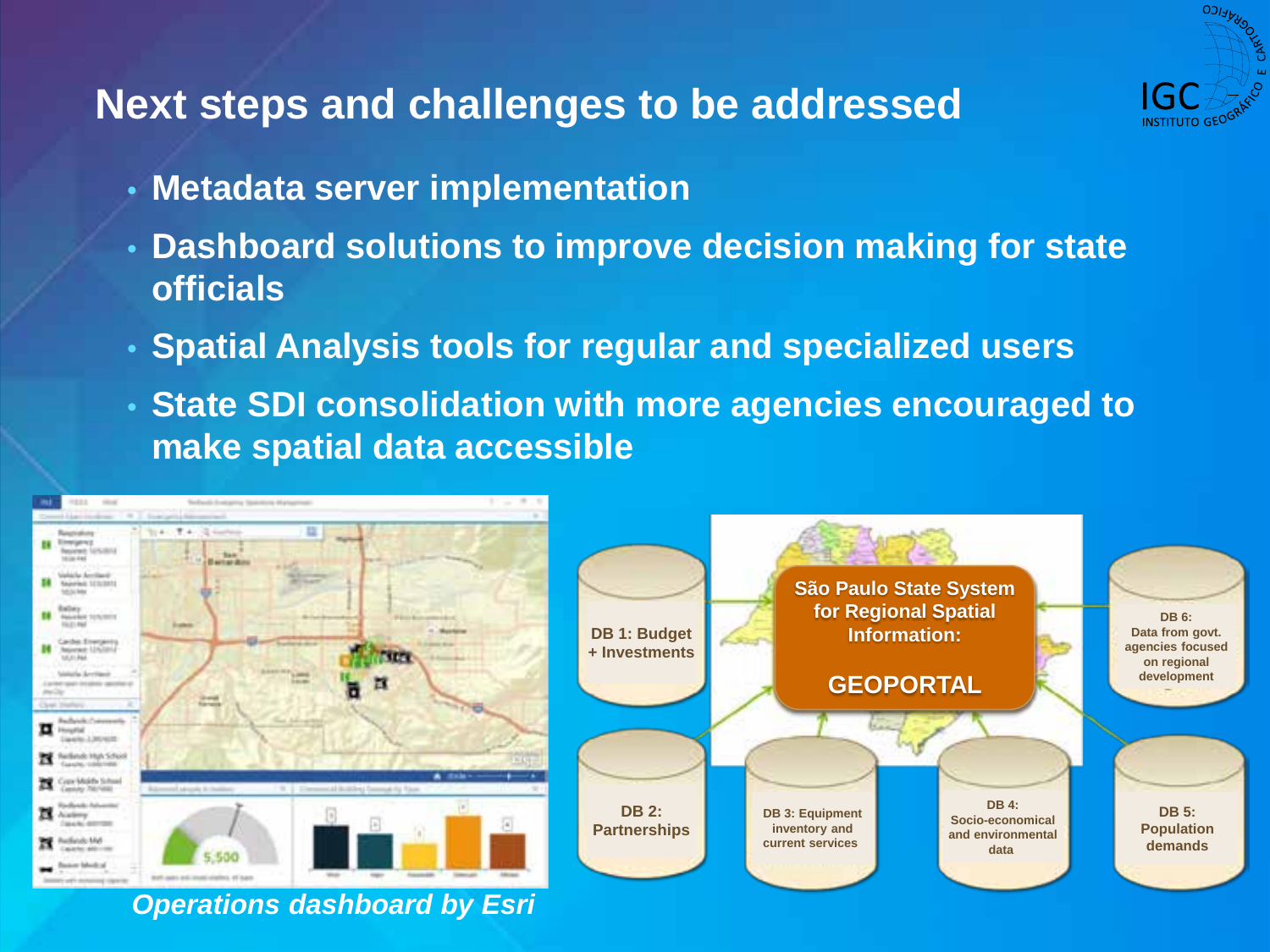# Next steps and challenges to be addressed

- Metadata server implementation
- Dashboard solutions to improve decision making for state officials
- Spatial Analysis tools for regular and specialized users
- State SDI consolidation with more agencies encouraged to make spatial data accessible

*Operations dashboard by Esri*

São Paulo State System for Regional Spatial Information:

GEOPORTAL

DB 1: Budget + Investments

DB 2: Partnerships

DB 3: Equipment inventory and current services

DB 4: Socio-economical and environmental data

DB 5: Population demands

DB 6: Data from govt. agencies focused on regional development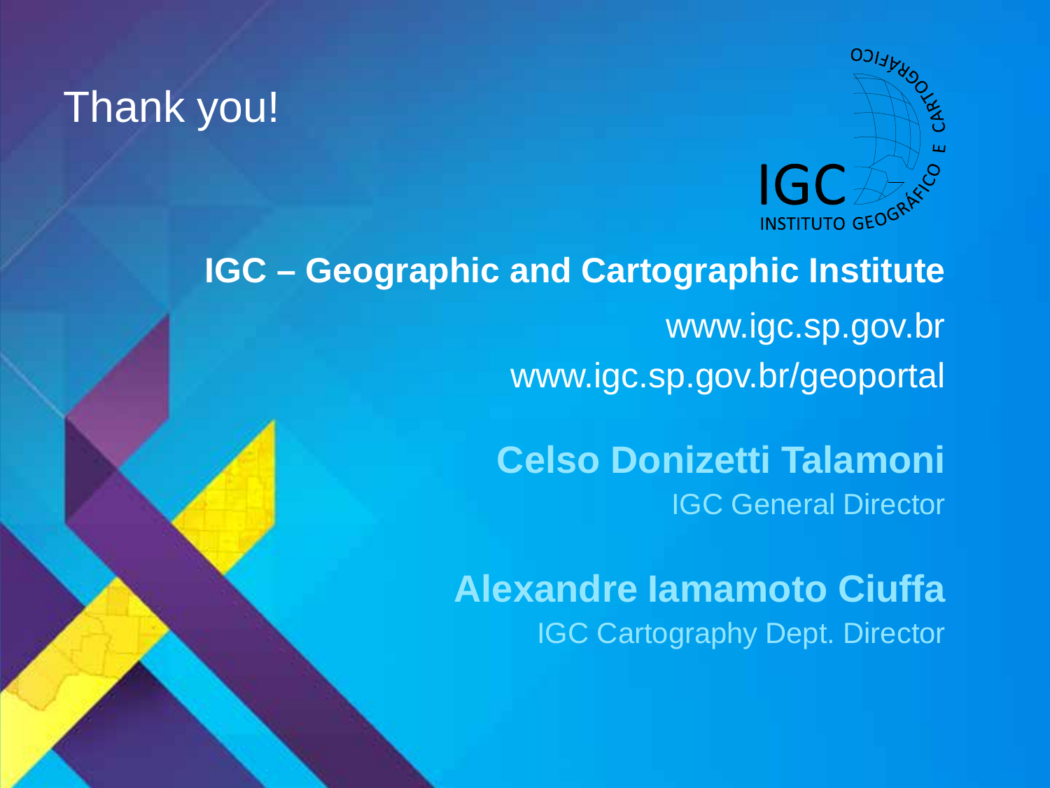# Thank you!

IGC INSTITUTO GEOGRÁFICO E CARTOGRÁFICO

**IGC – Geographic and Cartographic Institute**

www.igc.sp.gov.br

www.igc.sp.gov.br/geoportal

**Celso Donizetti Talamoni**

IGC General Director

**Alexandre Iamamoto Ciuffa**

IGC Cartography Dept. Director